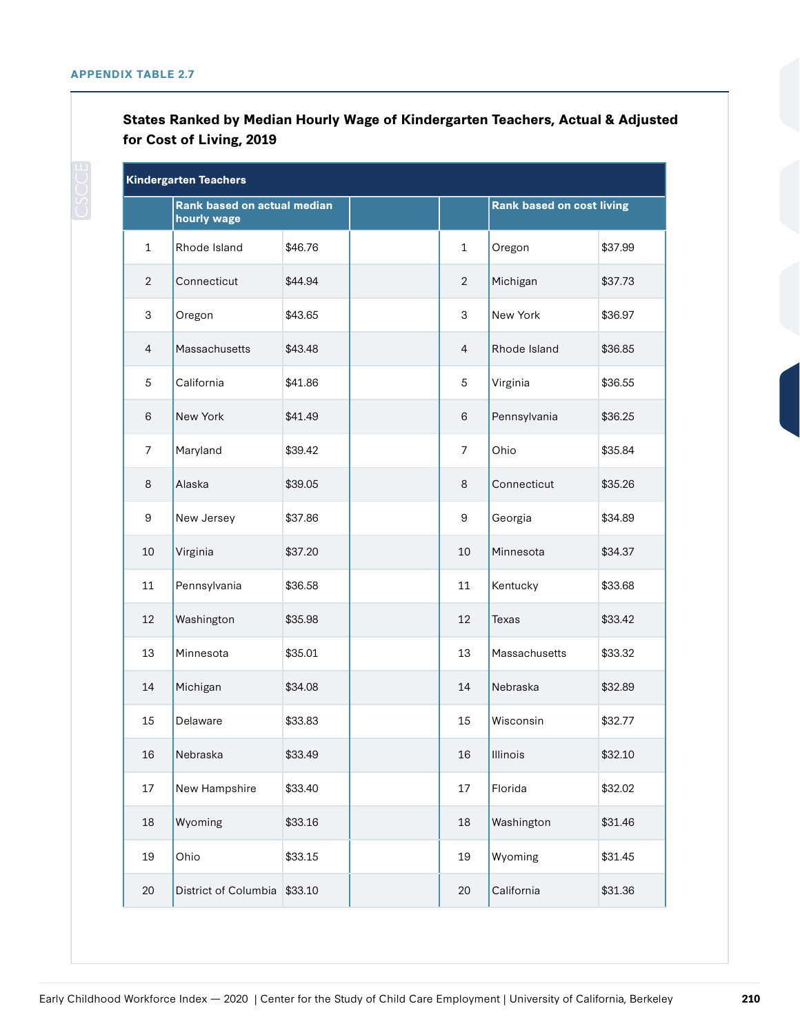APPENDIX TABLE 2.7

### States Ranked by Median Hourly Wage of Kindergarten Teachers, Actual & Adjusted for Cost of Living, 2019

| Kindergarten Teachers | | | | | | |
|---|---|---|---|---|---|---|
| | Rank based on actual median hourly wage | | | | Rank based on cost living | |
| 1 | Rhode Island | $46.76 | | 1 | Oregon | $37.99 |
| 2 | Connecticut | $44.94 | | 2 | Michigan | $37.73 |
| 3 | Oregon | $43.65 | | 3 | New York | $36.97 |
| 4 | Massachusetts | $43.48 | | 4 | Rhode Island | $36.85 |
| 5 | California | $41.86 | | 5 | Virginia | $36.55 |
| 6 | New York | $41.49 | | 6 | Pennsylvania | $36.25 |
| 7 | Maryland | $39.42 | | 7 | Ohio | $35.84 |
| 8 | Alaska | $39.05 | | 8 | Connecticut | $35.26 |
| 9 | New Jersey | $37.86 | | 9 | Georgia | $34.89 |
| 10 | Virginia | $37.20 | | 10 | Minnesota | $34.37 |
| 11 | Pennsylvania | $36.58 | | 11 | Kentucky | $33.68 |
| 12 | Washington | $35.98 | | 12 | Texas | $33.42 |
| 13 | Minnesota | $35.01 | | 13 | Massachusetts | $33.32 |
| 14 | Michigan | $34.08 | | 14 | Nebraska | $32.89 |
| 15 | Delaware | $33.83 | | 15 | Wisconsin | $32.77 |
| 16 | Nebraska | $33.49 | | 16 | Illinois | $32.10 |
| 17 | New Hampshire | $33.40 | | 17 | Florida | $32.02 |
| 18 | Wyoming | $33.16 | | 18 | Washington | $31.46 |
| 19 | Ohio | $33.15 | | 19 | Wyoming | $31.45 |
| 20 | District of Columbia | $33.10 | | 20 | California | $31.36 |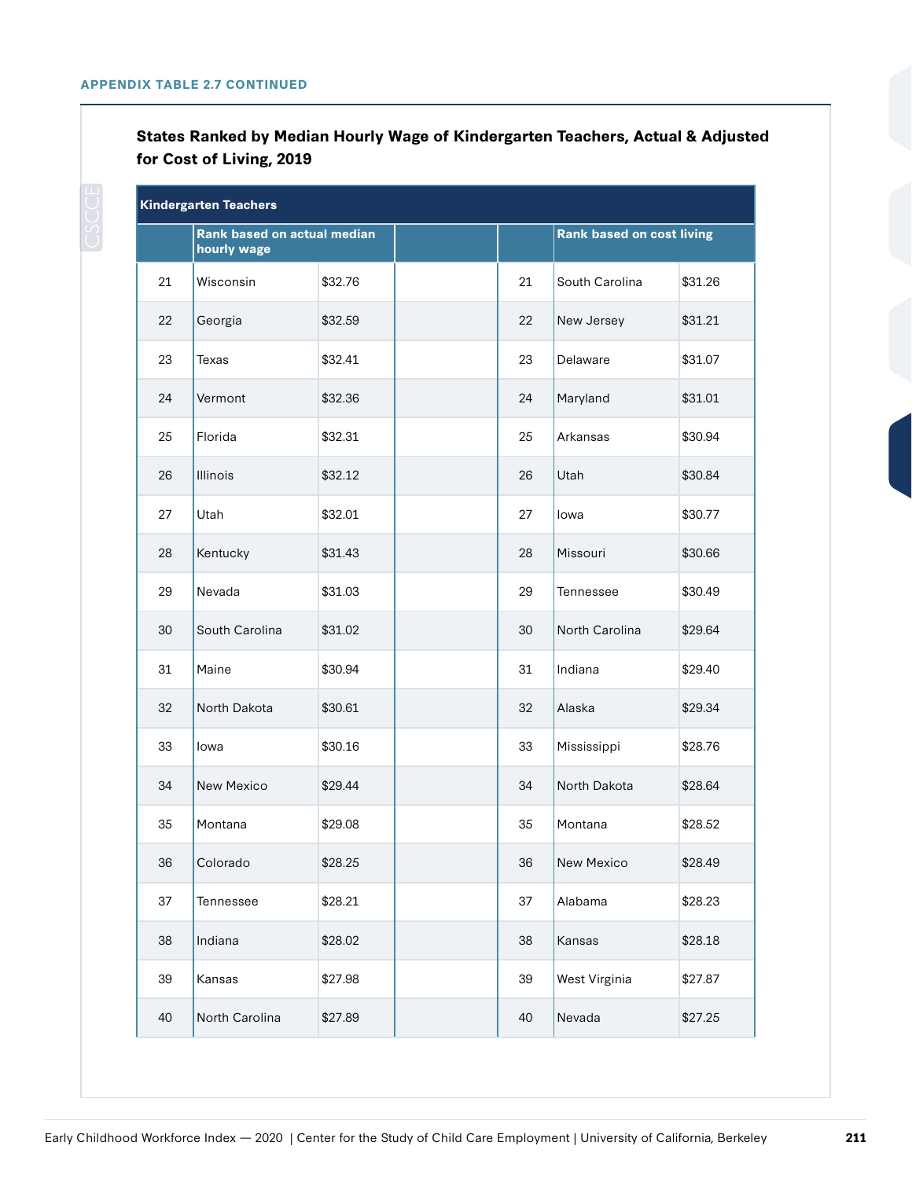APPENDIX TABLE 2.7 CONTINUED

### States Ranked by Median Hourly Wage of Kindergarten Teachers, Actual & Adjusted for Cost of Living, 2019

| Kindergarten Teachers | | | | | | |
|---|---|---|---|---|---|---|
| | Rank based on actual median hourly wage | | | | Rank based on cost living | |
| 21 | Wisconsin | $32.76 | | 21 | South Carolina | $31.26 |
| 22 | Georgia | $32.59 | | 22 | New Jersey | $31.21 |
| 23 | Texas | $32.41 | | 23 | Delaware | $31.07 |
| 24 | Vermont | $32.36 | | 24 | Maryland | $31.01 |
| 25 | Florida | $32.31 | | 25 | Arkansas | $30.94 |
| 26 | Illinois | $32.12 | | 26 | Utah | $30.84 |
| 27 | Utah | $32.01 | | 27 | Iowa | $30.77 |
| 28 | Kentucky | $31.43 | | 28 | Missouri | $30.66 |
| 29 | Nevada | $31.03 | | 29 | Tennessee | $30.49 |
| 30 | South Carolina | $31.02 | | 30 | North Carolina | $29.64 |
| 31 | Maine | $30.94 | | 31 | Indiana | $29.40 |
| 32 | North Dakota | $30.61 | | 32 | Alaska | $29.34 |
| 33 | Iowa | $30.16 | | 33 | Mississippi | $28.76 |
| 34 | New Mexico | $29.44 | | 34 | North Dakota | $28.64 |
| 35 | Montana | $29.08 | | 35 | Montana | $28.52 |
| 36 | Colorado | $28.25 | | 36 | New Mexico | $28.49 |
| 37 | Tennessee | $28.21 | | 37 | Alabama | $28.23 |
| 38 | Indiana | $28.02 | | 38 | Kansas | $28.18 |
| 39 | Kansas | $27.98 | | 39 | West Virginia | $27.87 |
| 40 | North Carolina | $27.89 | | 40 | Nevada | $27.25 |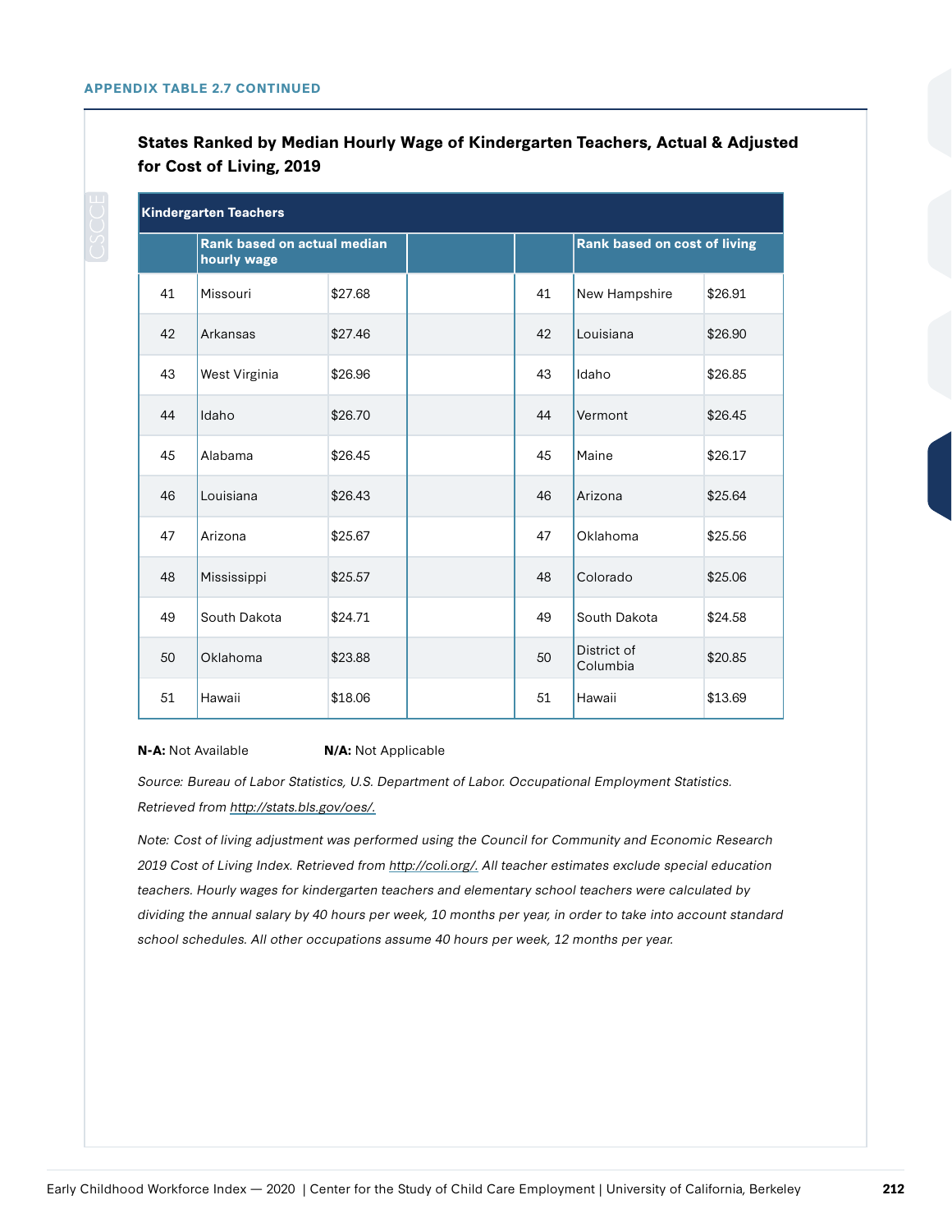**APPENDIX TABLE 2.7 CONTINUED**

### States Ranked by Median Hourly Wage of Kindergarten Teachers, Actual & Adjusted for Cost of Living, 2019

| Kindergarten Teachers | | | | | | |
|---|---|---|---|---|---|---|
| | Rank based on actual median hourly wage | | | | Rank based on cost of living | |
| 41 | Missouri | $27.68 | | 41 | New Hampshire | $26.91 |
| 42 | Arkansas | $27.46 | | 42 | Louisiana | $26.90 |
| 43 | West Virginia | $26.96 | | 43 | Idaho | $26.85 |
| 44 | Idaho | $26.70 | | 44 | Vermont | $26.45 |
| 45 | Alabama | $26.45 | | 45 | Maine | $26.17 |
| 46 | Louisiana | $26.43 | | 46 | Arizona | $25.64 |
| 47 | Arizona | $25.67 | | 47 | Oklahoma | $25.56 |
| 48 | Mississippi | $25.57 | | 48 | Colorado | $25.06 |
| 49 | South Dakota | $24.71 | | 49 | South Dakota | $24.58 |
| 50 | Oklahoma | $23.88 | | 50 | District of Columbia | $20.85 |
| 51 | Hawaii | $18.06 | | 51 | Hawaii | $13.69 |

**N-A:** Not Available **N/A:** Not Applicable

*Source: Bureau of Labor Statistics, U.S. Department of Labor. Occupational Employment Statistics. Retrieved from http://stats.bls.gov/oes/.*

*Note: Cost of living adjustment was performed using the Council for Community and Economic Research 2019 Cost of Living Index. Retrieved from http://coli.org/. All teacher estimates exclude special education teachers. Hourly wages for kindergarten teachers and elementary school teachers were calculated by dividing the annual salary by 40 hours per week, 10 months per year, in order to take into account standard school schedules. All other occupations assume 40 hours per week, 12 months per year.*